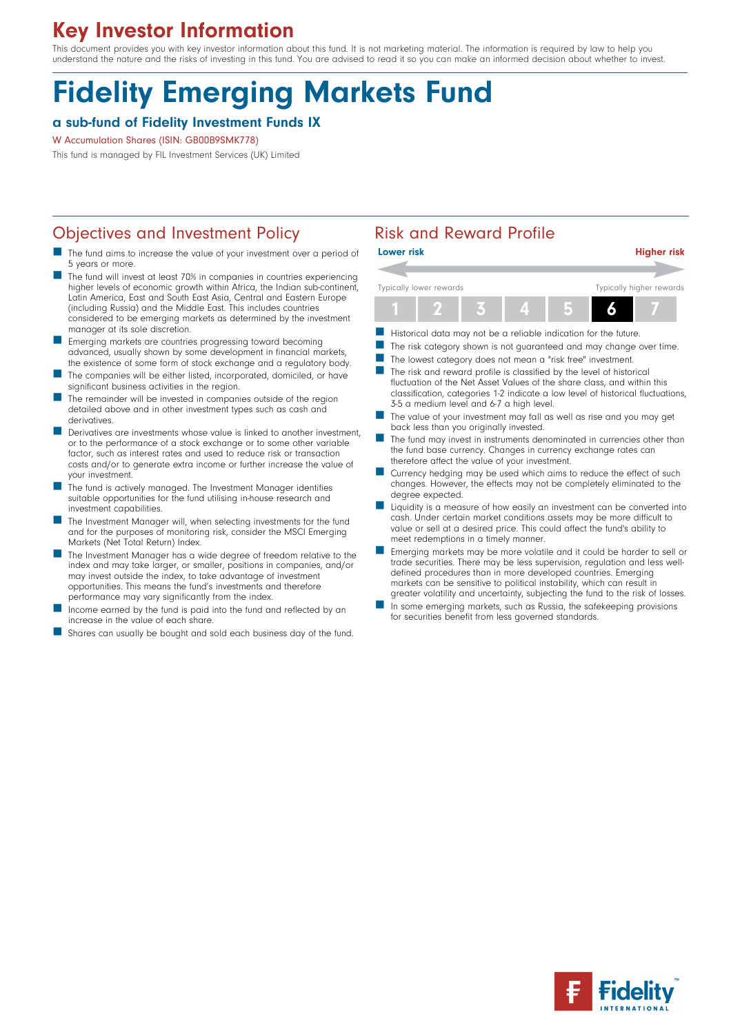# Key Investor Information

This document provides you with key investor information about this fund. It is not marketing material. The information is required by law to help you understand the nature and the risks of investing in this fund. You are advised to read it so you can make an informed decision about whether to invest.

# Fidelity Emerging Markets Fund

### a sub-fund of Fidelity Investment Funds IX

W Accumulation Shares (ISIN: GB00B9SMK778)

This fund is managed by FIL Investment Services (UK) Limited

## Objectives and Investment Policy

- The fund aims to increase the value of your investment over a period of 5 years or more.
- The fund will invest at least 70% in companies in countries experiencing higher levels of economic growth within Africa, the Indian sub-continent, Latin America, East and South East Asia, Central and Eastern Europe (including Russia) and the Middle East. This includes countries considered to be emerging markets as determined by the investment manager at its sole discretion.
- Emerging markets are countries progressing toward becoming advanced, usually shown by some development in financial markets, the existence of some form of stock exchange and a regulatory body.
- The companies will be either listed, incorporated, domiciled, or have significant business activities in the region.
- The remainder will be invested in companies outside of the region detailed above and in other investment types such as cash and derivatives.
- Derivatives are investments whose value is linked to another investment, or to the performance of a stock exchange or to some other variable factor, such as interest rates and used to reduce risk or transaction costs and/or to generate extra income or further increase the value of your investment.
- The fund is actively managed. The Investment Manager identifies suitable opportunities for the fund utilising in-house research and investment capabilities.
- The Investment Manager will, when selecting investments for the fund and for the purposes of monitoring risk, consider the MSCI Emerging Markets (Net Total Return) Index.
- The Investment Manager has a wide degree of freedom relative to the index and may take larger, or smaller, positions in companies, and/or may invest outside the index, to take advantage of investment opportunities. This means the fund's investments and therefore performance may vary significantly from the index.
- Income earned by the fund is paid into the fund and reflected by an increase in the value of each share.
- Shares can usually be bought and sold each business day of the fund.

## Risk and Reward Profile

**Lower risk** — **Higher risk**

Typically lower rewards — Typically higher rewards

| 1 | 2 | 3 | 4 | 5 | **6** | 7 |
|---|---|---|---|---|---|---|

- Historical data may not be a reliable indication for the future.
- The risk category shown is not guaranteed and may change over time.
- The lowest category does not mean a "risk free" investment.
- The risk and reward profile is classified by the level of historical fluctuation of the Net Asset Values of the share class, and within this classification, categories 1-2 indicate a low level of historical fluctuations, 3-5 a medium level and 6-7 a high level.
- The value of your investment may fall as well as rise and you may get back less than you originally invested.
- The fund may invest in instruments denominated in currencies other than the fund base currency. Changes in currency exchange rates can therefore affect the value of your investment.
- Currency hedging may be used which aims to reduce the effect of such changes. However, the effects may not be completely eliminated to the degree expected.
- Liquidity is a measure of how easily an investment can be converted into cash. Under certain market conditions assets may be more difficult to value or sell at a desired price. This could affect the fund's ability to meet redemptions in a timely manner.
- Emerging markets may be more volatile and it could be harder to sell or trade securities. There may be less supervision, regulation and less well-defined procedures than in more developed countries. Emerging markets can be sensitive to political instability, which can result in greater volatility and uncertainty, subjecting the fund to the risk of losses.
- In some emerging markets, such as Russia, the safekeeping provisions for securities benefit from less governed standards.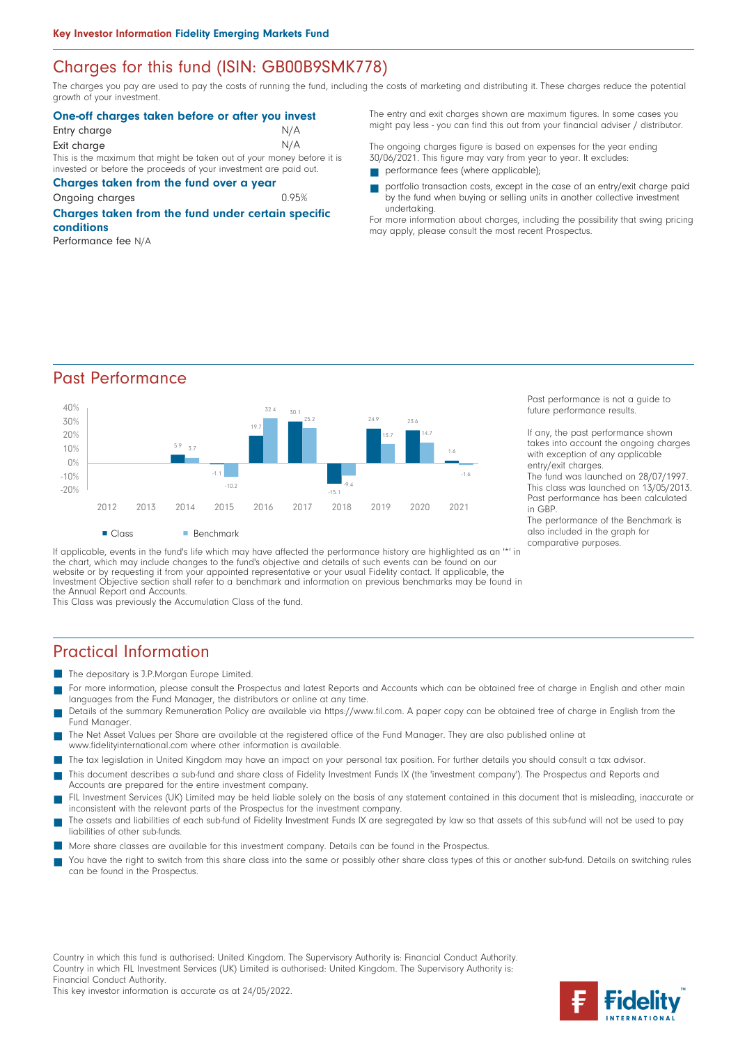## Charges for this fund (ISIN: GB00B9SMK778)

The charges you pay are used to pay the costs of running the fund, including the costs of marketing and distributing it. These charges reduce the potential growth of your investment.

### One-off charges taken before or after you invest

| | |
|---|---|
| Entry charge | N/A |
| Exit charge | N/A |

This is the maximum that might be taken out of your money before it is invested or before the proceeds of your investment are paid out.

### Charges taken from the fund over a year

| | |
|---|---|
| Ongoing charges | 0.95% |

### Charges taken from the fund under certain specific conditions

Performance fee N/A

The entry and exit charges shown are maximum figures. In some cases you might pay less - you can find this out from your financial adviser / distributor.

The ongoing charges figure is based on expenses for the year ending 30/06/2021. This figure may vary from year to year. It excludes:

- performance fees (where applicable);
- portfolio transaction costs, except in the case of an entry/exit charge paid by the fund when buying or selling units in another collective investment undertaking.

For more information about charges, including the possibility that swing pricing may apply, please consult the most recent Prospectus.

## Past Performance

40%
30%
20%
10%
0%
-10%
-20%

2012 2013 2014 2015 2016 2017 2018 2019 2020 2021

5.9 3.7
-1.1 -10.2
19.7 32.4
30.1 25.2
-15.1 -9.4
24.9 13.7
23.6 14.7
1.6 -1.6

Class Benchmark

Past performance is not a guide to future performance results.

If any, the past performance shown takes into account the ongoing charges with exception of any applicable entry/exit charges.
The fund was launched on 28/07/1997.
This class was launched on 13/05/2013.
Past performance has been calculated in GBP.
The performance of the Benchmark is also included in the graph for comparative purposes.

If applicable, events in the fund's life which may have affected the performance history are highlighted as an '*' in the chart, which may include changes to the fund's objective and details of such events can be found on our website or by requesting it from your appointed representative or your usual Fidelity contact. If applicable, the Investment Objective section shall refer to a benchmark and information on previous benchmarks may be found in the Annual Report and Accounts.
This Class was previously the Accumulation Class of the fund.

## Practical Information

- The depositary is J.P.Morgan Europe Limited.
- For more information, please consult the Prospectus and latest Reports and Accounts which can be obtained free of charge in English and other main languages from the Fund Manager, the distributors or online at any time.
- Details of the summary Remuneration Policy are available via https://www.fil.com. A paper copy can be obtained free of charge in English from the Fund Manager.
- The Net Asset Values per Share are available at the registered office of the Fund Manager. They are also published online at www.fidelityinternational.com where other information is available.
- The tax legislation in United Kingdom may have an impact on your personal tax position. For further details you should consult a tax advisor.
- This document describes a sub-fund and share class of Fidelity Investment Funds IX (the 'investment company'). The Prospectus and Reports and Accounts are prepared for the entire investment company.
- FIL Investment Services (UK) Limited may be held liable solely on the basis of any statement contained in this document that is misleading, inaccurate or inconsistent with the relevant parts of the Prospectus for the investment company.
- The assets and liabilities of each sub-fund of Fidelity Investment Funds IX are segregated by law so that assets of this sub-fund will not be used to pay liabilities of other sub-funds.
- More share classes are available for this investment company. Details can be found in the Prospectus.
- You have the right to switch from this share class into the same or possibly other share class types of this or another sub-fund. Details on switching rules can be found in the Prospectus.

Country in which this fund is authorised: United Kingdom. The Supervisory Authority is: Financial Conduct Authority.
Country in which FIL Investment Services (UK) Limited is authorised: United Kingdom. The Supervisory Authority is: Financial Conduct Authority.
This key investor information is accurate as at 24/05/2022.